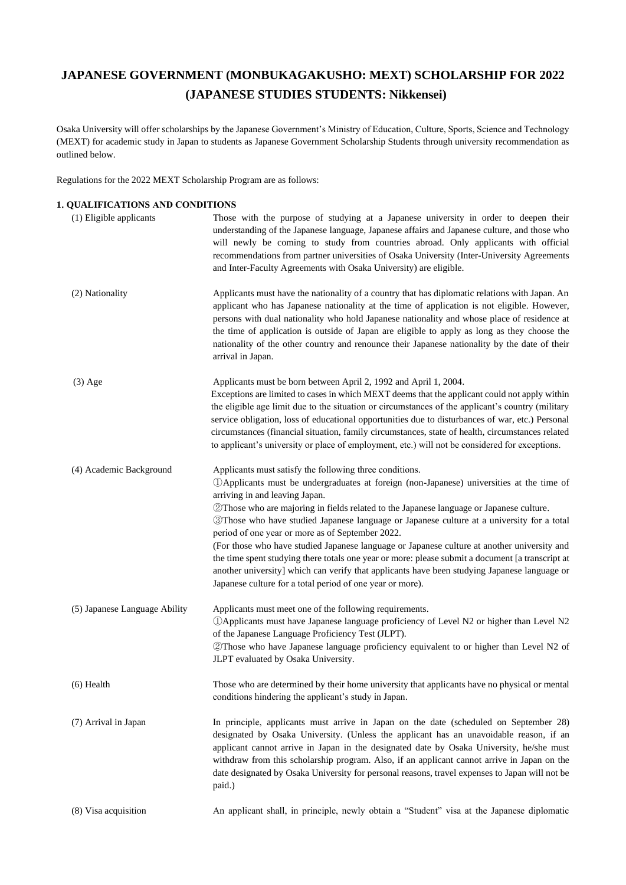# JAPANESE GOVERNMENT (MONBUKAGAKUSHO: MEXT) SCHOLARSHIP FOR 2022 (JAPANESE STUDIES STUDENTS: Nikkensei)

Osaka University will offer scholarships by the Japanese Government's Ministry of Education, Culture, Sports, Science and Technology (MEXT) for academic study in Japan to students as Japanese Government Scholarship Students through university recommendation as outlined below.

Regulations for the 2022 MEXT Scholarship Program are as follows:

## 1. QUALIFICATIONS AND CONDITIONS

**(1) Eligible applicants**

Those with the purpose of studying at a Japanese university in order to deepen their understanding of the Japanese language, Japanese affairs and Japanese culture, and those who will newly be coming to study from countries abroad. Only applicants with official recommendations from partner universities of Osaka University (Inter-University Agreements and Inter-Faculty Agreements with Osaka University) are eligible.

**(2) Nationality**

Applicants must have the nationality of a country that has diplomatic relations with Japan. An applicant who has Japanese nationality at the time of application is not eligible. However, persons with dual nationality who hold Japanese nationality and whose place of residence at the time of application is outside of Japan are eligible to apply as long as they choose the nationality of the other country and renounce their Japanese nationality by the date of their arrival in Japan.

**(3) Age**

Applicants must be born between April 2, 1992 and April 1, 2004.
Exceptions are limited to cases in which MEXT deems that the applicant could not apply within the eligible age limit due to the situation or circumstances of the applicant's country (military service obligation, loss of educational opportunities due to disturbances of war, etc.) Personal circumstances (financial situation, family circumstances, state of health, circumstances related to applicant's university or place of employment, etc.) will not be considered for exceptions.

**(4) Academic Background**

Applicants must satisfy the following three conditions.
①Applicants must be undergraduates at foreign (non-Japanese) universities at the time of arriving in and leaving Japan.
②Those who are majoring in fields related to the Japanese language or Japanese culture.
③Those who have studied Japanese language or Japanese culture at a university for a total period of one year or more as of September 2022.
(For those who have studied Japanese language or Japanese culture at another university and the time spent studying there totals one year or more: please submit a document [a transcript at another university] which can verify that applicants have been studying Japanese language or Japanese culture for a total period of one year or more).

**(5) Japanese Language Ability**

Applicants must meet one of the following requirements.
①Applicants must have Japanese language proficiency of Level N2 or higher than Level N2 of the Japanese Language Proficiency Test (JLPT).
②Those who have Japanese language proficiency equivalent to or higher than Level N2 of JLPT evaluated by Osaka University.

**(6) Health**

Those who are determined by their home university that applicants have no physical or mental conditions hindering the applicant's study in Japan.

**(7) Arrival in Japan**

In principle, applicants must arrive in Japan on the date (scheduled on September 28) designated by Osaka University. (Unless the applicant has an unavoidable reason, if an applicant cannot arrive in Japan in the designated date by Osaka University, he/she must withdraw from this scholarship program. Also, if an applicant cannot arrive in Japan on the date designated by Osaka University for personal reasons, travel expenses to Japan will not be paid.)

**(8) Visa acquisition**

An applicant shall, in principle, newly obtain a "Student" visa at the Japanese diplomatic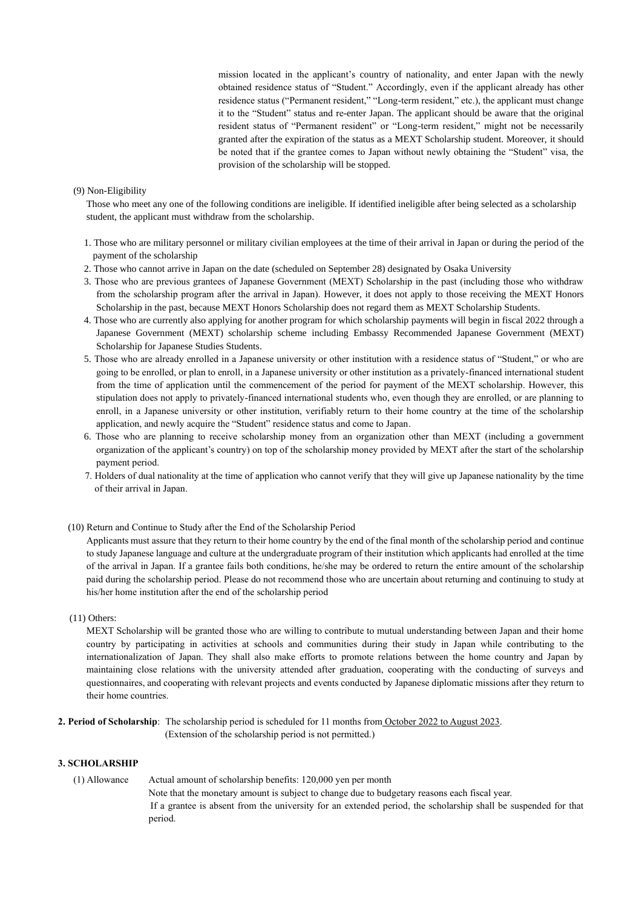mission located in the applicant's country of nationality, and enter Japan with the newly obtained residence status of "Student." Accordingly, even if the applicant already has other residence status ("Permanent resident," "Long-term resident," etc.), the applicant must change it to the "Student" status and re-enter Japan. The applicant should be aware that the original resident status of "Permanent resident" or "Long-term resident," might not be necessarily granted after the expiration of the status as a MEXT Scholarship student. Moreover, it should be noted that if the grantee comes to Japan without newly obtaining the "Student" visa, the provision of the scholarship will be stopped.

(9) Non-Eligibility

Those who meet any one of the following conditions are ineligible. If identified ineligible after being selected as a scholarship student, the applicant must withdraw from the scholarship.

1. Those who are military personnel or military civilian employees at the time of their arrival in Japan or during the period of the payment of the scholarship
2. Those who cannot arrive in Japan on the date (scheduled on September 28) designated by Osaka University
3. Those who are previous grantees of Japanese Government (MEXT) Scholarship in the past (including those who withdraw from the scholarship program after the arrival in Japan). However, it does not apply to those receiving the MEXT Honors Scholarship in the past, because MEXT Honors Scholarship does not regard them as MEXT Scholarship Students.
4. Those who are currently also applying for another program for which scholarship payments will begin in fiscal 2022 through a Japanese Government (MEXT) scholarship scheme including Embassy Recommended Japanese Government (MEXT) Scholarship for Japanese Studies Students.
5. Those who are already enrolled in a Japanese university or other institution with a residence status of "Student," or who are going to be enrolled, or plan to enroll, in a Japanese university or other institution as a privately-financed international student from the time of application until the commencement of the period for payment of the MEXT scholarship. However, this stipulation does not apply to privately-financed international students who, even though they are enrolled, or are planning to enroll, in a Japanese university or other institution, verifiably return to their home country at the time of the scholarship application, and newly acquire the "Student" residence status and come to Japan.
6. Those who are planning to receive scholarship money from an organization other than MEXT (including a government organization of the applicant's country) on top of the scholarship money provided by MEXT after the start of the scholarship payment period.
7. Holders of dual nationality at the time of application who cannot verify that they will give up Japanese nationality by the time of their arrival in Japan.

(10) Return and Continue to Study after the End of the Scholarship Period

Applicants must assure that they return to their home country by the end of the final month of the scholarship period and continue to study Japanese language and culture at the undergraduate program of their institution which applicants had enrolled at the time of the arrival in Japan. If a grantee fails both conditions, he/she may be ordered to return the entire amount of the scholarship paid during the scholarship period. Please do not recommend those who are uncertain about returning and continuing to study at his/her home institution after the end of the scholarship period

(11) Others:

MEXT Scholarship will be granted those who are willing to contribute to mutual understanding between Japan and their home country by participating in activities at schools and communities during their study in Japan while contributing to the internationalization of Japan. They shall also make efforts to promote relations between the home country and Japan by maintaining close relations with the university attended after graduation, cooperating with the conducting of surveys and questionnaires, and cooperating with relevant projects and events conducted by Japanese diplomatic missions after they return to their home countries.

**2. Period of Scholarship**: The scholarship period is scheduled for 11 months from October 2022 to August 2023.
(Extension of the scholarship period is not permitted.)

### 3. SCHOLARSHIP

(1) Allowance Actual amount of scholarship benefits: 120,000 yen per month
Note that the monetary amount is subject to change due to budgetary reasons each fiscal year.
If a grantee is absent from the university for an extended period, the scholarship shall be suspended for that period.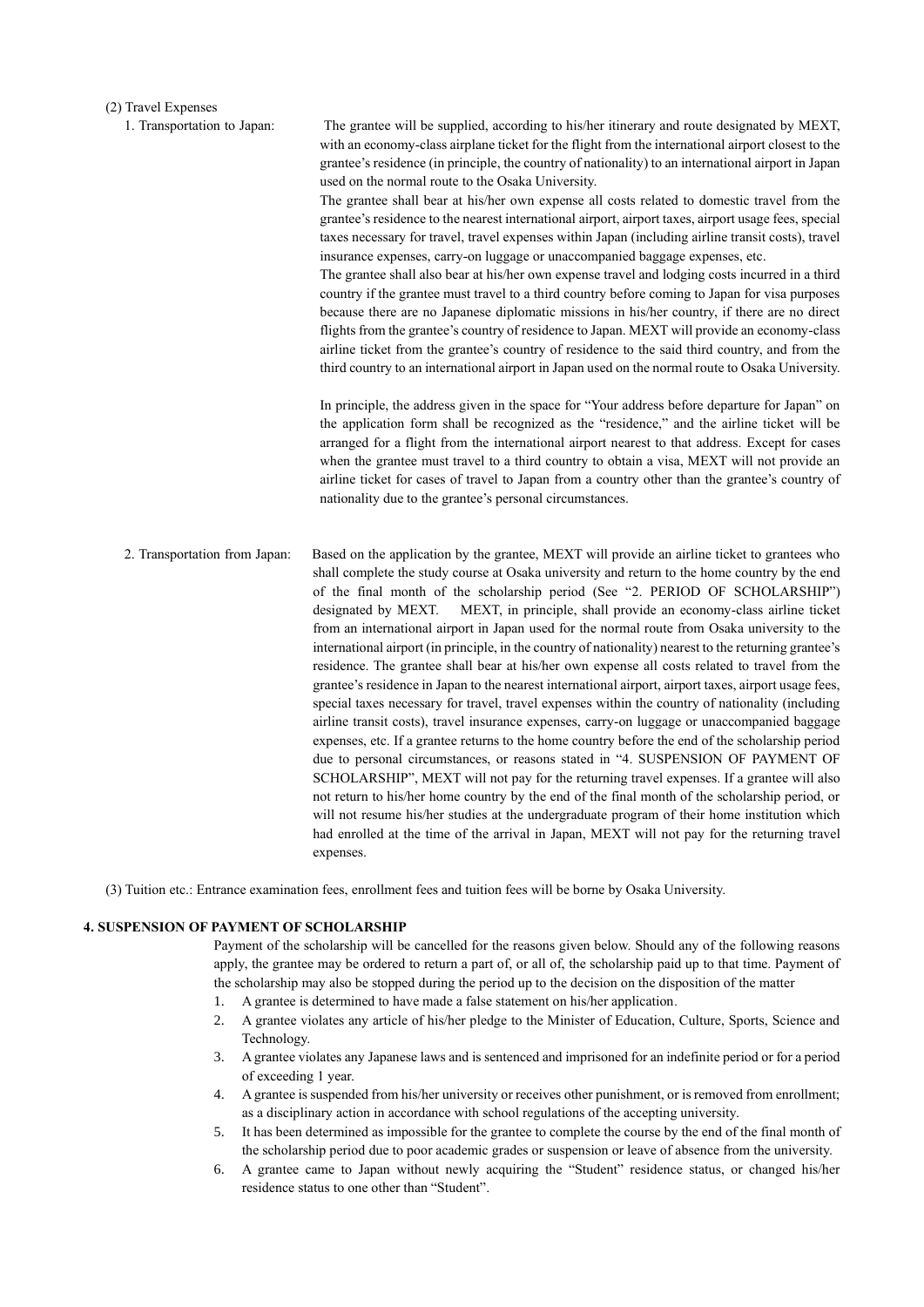(2) Travel Expenses

1. Transportation to Japan: The grantee will be supplied, according to his/her itinerary and route designated by MEXT, with an economy-class airplane ticket for the flight from the international airport closest to the grantee's residence (in principle, the country of nationality) to an international airport in Japan used on the normal route to the Osaka University.

   The grantee shall bear at his/her own expense all costs related to domestic travel from the grantee's residence to the nearest international airport, airport taxes, airport usage fees, special taxes necessary for travel, travel expenses within Japan (including airline transit costs), travel insurance expenses, carry-on luggage or unaccompanied baggage expenses, etc.

   The grantee shall also bear at his/her own expense travel and lodging costs incurred in a third country if the grantee must travel to a third country before coming to Japan for visa purposes because there are no Japanese diplomatic missions in his/her country, if there are no direct flights from the grantee's country of residence to Japan. MEXT will provide an economy-class airline ticket from the grantee's country of residence to the said third country, and from the third country to an international airport in Japan used on the normal route to Osaka University.

   In principle, the address given in the space for "Your address before departure for Japan" on the application form shall be recognized as the "residence," and the airline ticket will be arranged for a flight from the international airport nearest to that address. Except for cases when the grantee must travel to a third country to obtain a visa, MEXT will not provide an airline ticket for cases of travel to Japan from a country other than the grantee's country of nationality due to the grantee's personal circumstances.

2. Transportation from Japan: Based on the application by the grantee, MEXT will provide an airline ticket to grantees who shall complete the study course at Osaka university and return to the home country by the end of the final month of the scholarship period (See "2. PERIOD OF SCHOLARSHIP") designated by MEXT. MEXT, in principle, shall provide an economy-class airline ticket from an international airport in Japan used for the normal route from Osaka university to the international airport (in principle, in the country of nationality) nearest to the returning grantee's residence. The grantee shall bear at his/her own expense all costs related to travel from the grantee's residence in Japan to the nearest international airport, airport taxes, airport usage fees, special taxes necessary for travel, travel expenses within the country of nationality (including airline transit costs), travel insurance expenses, carry-on luggage or unaccompanied baggage expenses, etc. If a grantee returns to the home country before the end of the scholarship period due to personal circumstances, or reasons stated in "4. SUSPENSION OF PAYMENT OF SCHOLARSHIP", MEXT will not pay for the returning travel expenses. If a grantee will also not return to his/her home country by the end of the final month of the scholarship period, or will not resume his/her studies at the undergraduate program of their home institution which had enrolled at the time of the arrival in Japan, MEXT will not pay for the returning travel expenses.

(3) Tuition etc.: Entrance examination fees, enrollment fees and tuition fees will be borne by Osaka University.

## 4. SUSPENSION OF PAYMENT OF SCHOLARSHIP

Payment of the scholarship will be cancelled for the reasons given below. Should any of the following reasons apply, the grantee may be ordered to return a part of, or all of, the scholarship paid up to that time. Payment of the scholarship may also be stopped during the period up to the decision on the disposition of the matter

1. A grantee is determined to have made a false statement on his/her application.
2. A grantee violates any article of his/her pledge to the Minister of Education, Culture, Sports, Science and Technology.
3. A grantee violates any Japanese laws and is sentenced and imprisoned for an indefinite period or for a period of exceeding 1 year.
4. A grantee is suspended from his/her university or receives other punishment, or is removed from enrollment; as a disciplinary action in accordance with school regulations of the accepting university.
5. It has been determined as impossible for the grantee to complete the course by the end of the final month of the scholarship period due to poor academic grades or suspension or leave of absence from the university.
6. A grantee came to Japan without newly acquiring the "Student" residence status, or changed his/her residence status to one other than "Student".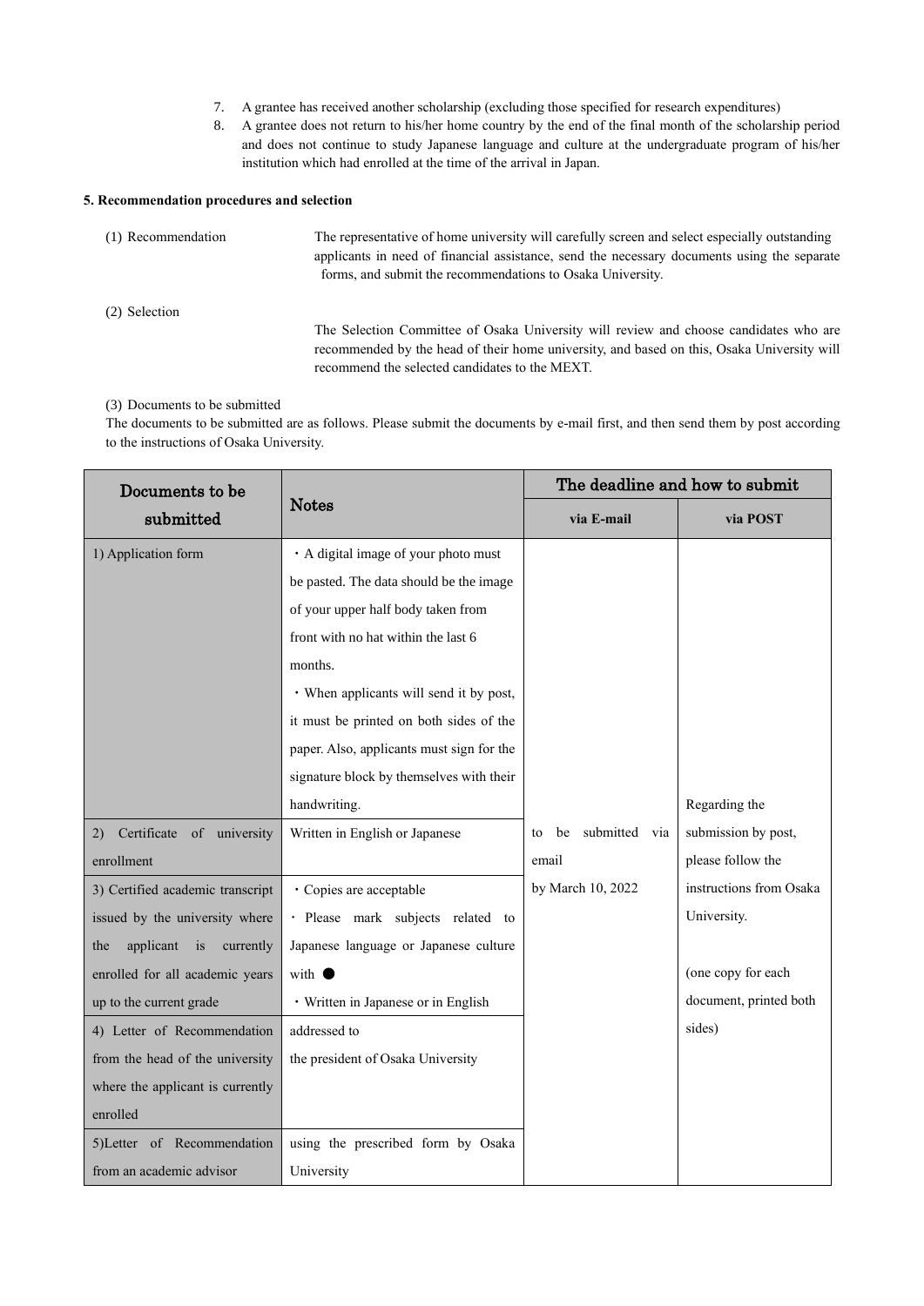7. A grantee has received another scholarship (excluding those specified for research expenditures)
8. A grantee does not return to his/her home country by the end of the final month of the scholarship period and does not continue to study Japanese language and culture at the undergraduate program of his/her institution which had enrolled at the time of the arrival in Japan.

**5. Recommendation procedures and selection**

(1) Recommendation

The representative of home university will carefully screen and select especially outstanding applicants in need of financial assistance, send the necessary documents using the separate forms, and submit the recommendations to Osaka University.

(2) Selection

The Selection Committee of Osaka University will review and choose candidates who are recommended by the head of their home university, and based on this, Osaka University will recommend the selected candidates to the MEXT.

(3) Documents to be submitted

The documents to be submitted are as follows. Please submit the documents by e-mail first, and then send them by post according to the instructions of Osaka University.

| Documents to be submitted | Notes | The deadline and how to submit | |
|---|---|---|---|
| | | **via E-mail** | **via POST** |
| 1) Application form | ・A digital image of your photo must be pasted. The data should be the image of your upper half body taken from front with no hat within the last 6 months.<br>・When applicants will send it by post, it must be printed on both sides of the paper. Also, applicants must sign for the signature block by themselves with their handwriting. | to be submitted via email by March 10, 2022 | Regarding the submission by post, please follow the instructions from Osaka University.<br><br>(one copy for each document, printed both sides) |
| 2) Certificate of university enrollment | Written in English or Japanese | | |
| 3) Certified academic transcript issued by the university where the applicant is currently enrolled for all academic years up to the current grade | ・Copies are acceptable<br>・Please mark subjects related to Japanese language or Japanese culture with ●<br>・Written in Japanese or in English | | |
| 4) Letter of Recommendation from the head of the university where the applicant is currently enrolled | addressed to the president of Osaka University | | |
| 5)Letter of Recommendation from an academic advisor | using the prescribed form by Osaka University | | |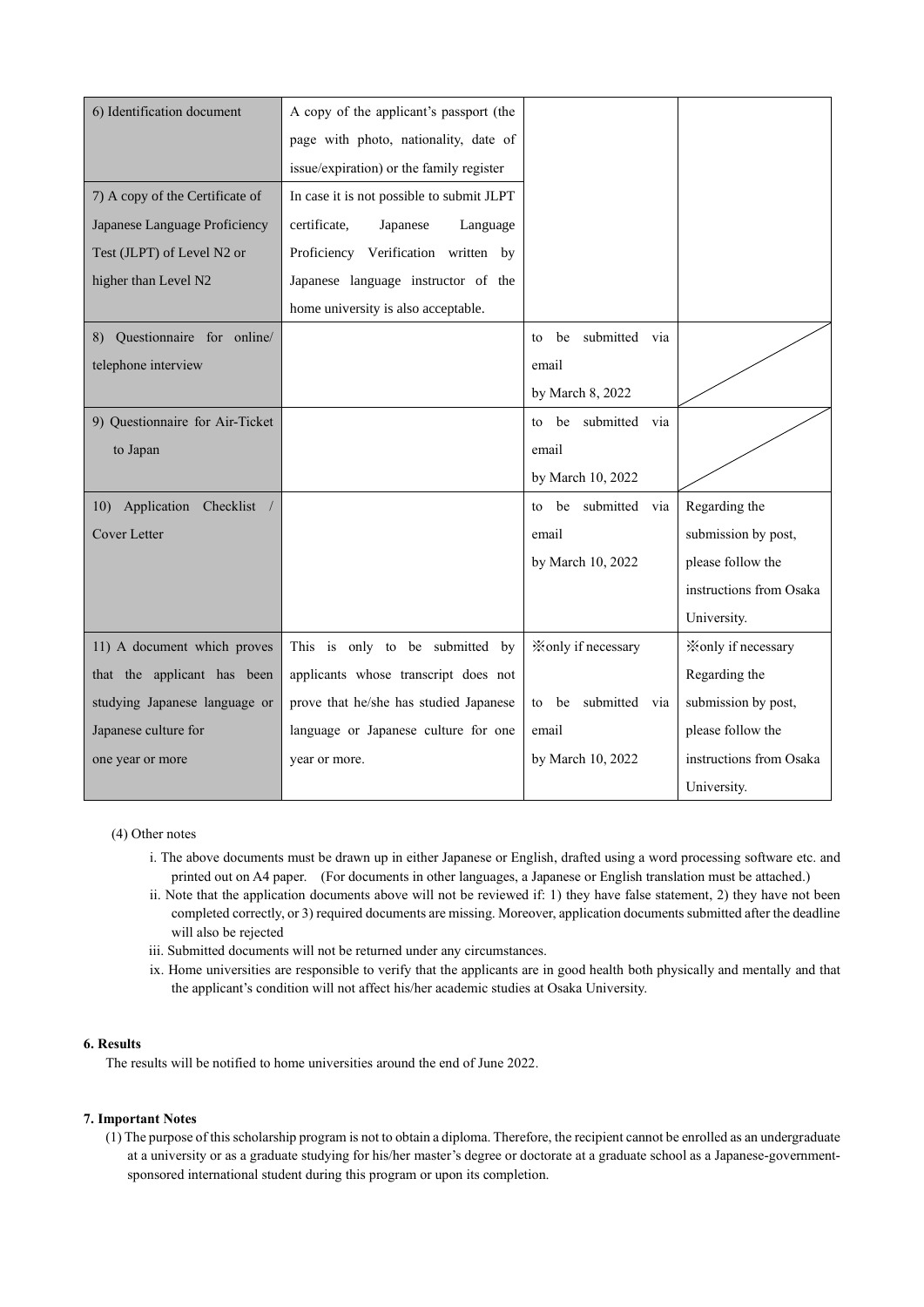| | | | |
|---|---|---|---|
| 6) Identification document | A copy of the applicant's passport (the page with photo, nationality, date of issue/expiration) or the family register | | |
| 7) A copy of the Certificate of Japanese Language Proficiency Test (JLPT) of Level N2 or higher than Level N2 | In case it is not possible to submit JLPT certificate, Japanese Language Proficiency Verification written by Japanese language instructor of the home university is also acceptable. | | |
| 8) Questionnaire for online/ telephone interview | | to be submitted via email by March 8, 2022 | |
| 9) Questionnaire for Air-Ticket to Japan | | to be submitted via email by March 10, 2022 | |
| 10) Application Checklist / Cover Letter | | to be submitted via email by March 10, 2022 | Regarding the submission by post, please follow the instructions from Osaka University. |
| 11) A document which proves that the applicant has been studying Japanese language or Japanese culture for one year or more | This is only to be submitted by applicants whose transcript does not prove that he/she has studied Japanese language or Japanese culture for one year or more. | ※only if necessary<br>to be submitted via email by March 10, 2022 | ※only if necessary<br>Regarding the submission by post, please follow the instructions from Osaka University. |

(4) Other notes

i. The above documents must be drawn up in either Japanese or English, drafted using a word processing software etc. and printed out on A4 paper. (For documents in other languages, a Japanese or English translation must be attached.)

ii. Note that the application documents above will not be reviewed if: 1) they have false statement, 2) they have not been completed correctly, or 3) required documents are missing. Moreover, application documents submitted after the deadline will also be rejected

iii. Submitted documents will not be returned under any circumstances.

ix. Home universities are responsible to verify that the applicants are in good health both physically and mentally and that the applicant's condition will not affect his/her academic studies at Osaka University.

**6. Results**

The results will be notified to home universities around the end of June 2022.

**7. Important Notes**

(1) The purpose of this scholarship program is not to obtain a diploma. Therefore, the recipient cannot be enrolled as an undergraduate at a university or as a graduate studying for his/her master's degree or doctorate at a graduate school as a Japanese-government-sponsored international student during this program or upon its completion.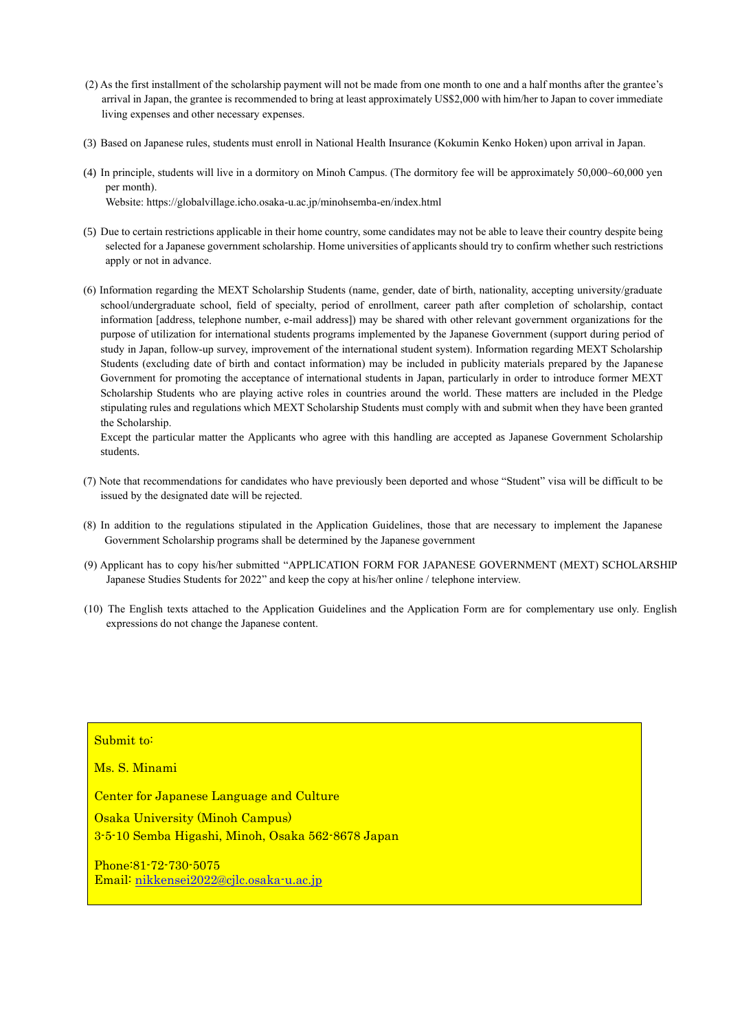(2) As the first installment of the scholarship payment will not be made from one month to one and a half months after the grantee's arrival in Japan, the grantee is recommended to bring at least approximately US$2,000 with him/her to Japan to cover immediate living expenses and other necessary expenses.

(3) Based on Japanese rules, students must enroll in National Health Insurance (Kokumin Kenko Hoken) upon arrival in Japan.

(4) In principle, students will live in a dormitory on Minoh Campus. (The dormitory fee will be approximately 50,000~60,000 yen per month).
Website: https://globalvillage.icho.osaka-u.ac.jp/minohsemba-en/index.html

(5) Due to certain restrictions applicable in their home country, some candidates may not be able to leave their country despite being selected for a Japanese government scholarship. Home universities of applicants should try to confirm whether such restrictions apply or not in advance.

(6) Information regarding the MEXT Scholarship Students (name, gender, date of birth, nationality, accepting university/graduate school/undergraduate school, field of specialty, period of enrollment, career path after completion of scholarship, contact information [address, telephone number, e-mail address]) may be shared with other relevant government organizations for the purpose of utilization for international students programs implemented by the Japanese Government (support during period of study in Japan, follow-up survey, improvement of the international student system). Information regarding MEXT Scholarship Students (excluding date of birth and contact information) may be included in publicity materials prepared by the Japanese Government for promoting the acceptance of international students in Japan, particularly in order to introduce former MEXT Scholarship Students who are playing active roles in countries around the world. These matters are included in the Pledge stipulating rules and regulations which MEXT Scholarship Students must comply with and submit when they have been granted the Scholarship.
Except the particular matter the Applicants who agree with this handling are accepted as Japanese Government Scholarship students.

(7) Note that recommendations for candidates who have previously been deported and whose "Student" visa will be difficult to be issued by the designated date will be rejected.

(8) In addition to the regulations stipulated in the Application Guidelines, those that are necessary to implement the Japanese Government Scholarship programs shall be determined by the Japanese government

(9) Applicant has to copy his/her submitted "APPLICATION FORM FOR JAPANESE GOVERNMENT (MEXT) SCHOLARSHIP Japanese Studies Students for 2022" and keep the copy at his/her online / telephone interview.

(10) The English texts attached to the Application Guidelines and the Application Form are for complementary use only. English expressions do not change the Japanese content.

Submit to:

Ms. S. Minami

Center for Japanese Language and Culture

Osaka University (Minoh Campus)
3-5-10 Semba Higashi, Minoh, Osaka 562-8678 Japan

Phone:81-72-730-5075
Email: nikkensei2022@cjlc.osaka-u.ac.jp